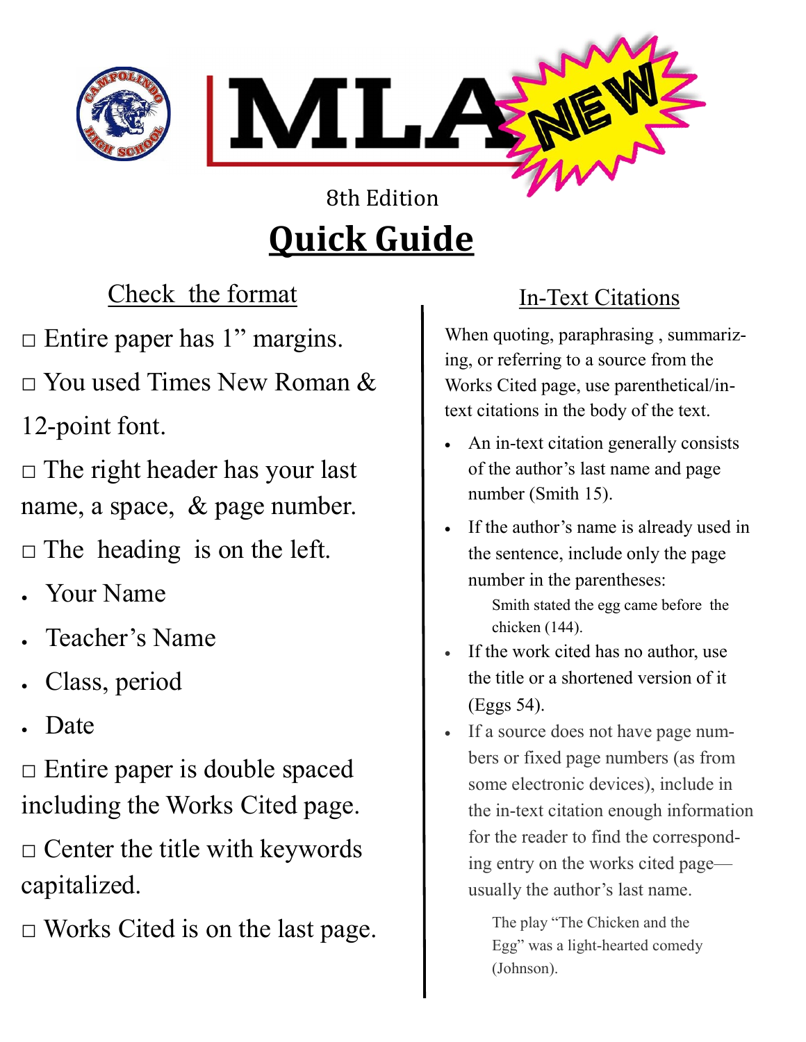# MLA NEW

8th Edition

## Quick Guide

### Check the format

□ Entire paper has 1" margins.

□ You used Times New Roman & 12-point font.

□ The right header has your last name, a space, & page number.

□ The heading is on the left.

- Your Name
- Teacher's Name
- Class, period
- Date

□ Entire paper is double spaced including the Works Cited page.

□ Center the title with keywords capitalized.

□ Works Cited is on the last page.

### In-Text Citations

When quoting, paraphrasing , summarizing, or referring to a source from the Works Cited page, use parenthetical/in-text citations in the body of the text.

- An in-text citation generally consists of the author's last name and page number (Smith 15).
- If the author's name is already used in the sentence, include only the page number in the parentheses:

  Smith stated the egg came before the chicken (144).

- If the work cited has no author, use the title or a shortened version of it (Eggs 54).
- If a source does not have page numbers or fixed page numbers (as from some electronic devices), include in the in-text citation enough information for the reader to find the corresponding entry on the works cited page—usually the author's last name.

  The play "The Chicken and the Egg" was a light-hearted comedy (Johnson).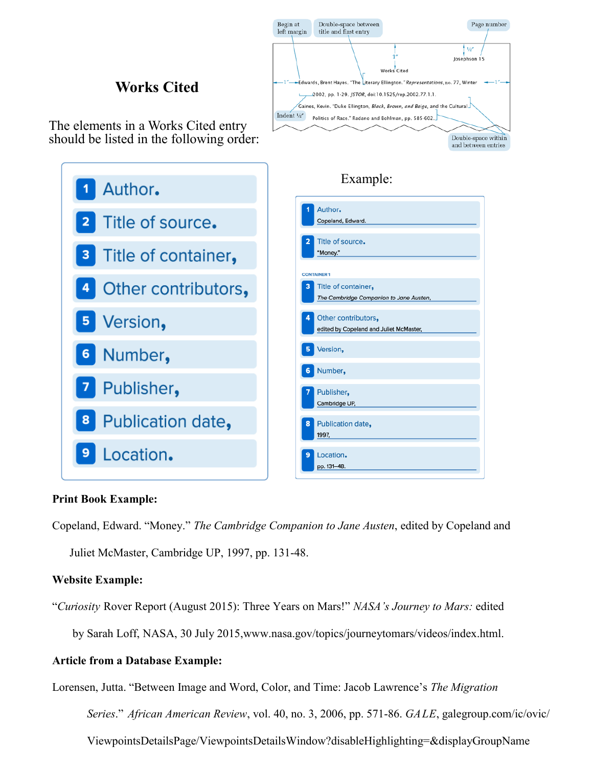## Works Cited

The elements in a Works Cited entry should be listed in the following order:

1. Author.
2. Title of source.
3. Title of container,
4. Other contributors,
5. Version,
6. Number,
7. Publisher,
8. Publication date,
9. Location.

Example:

1. Author. — Copeland, Edward.
2. Title of source. — "Money."

CONTAINER 1

3. Title of container, — *The Cambridge Companion to Jane Austen*,
4. Other contributors, — edited by Copeland and Juliet McMaster,
5. Version,
6. Number,
7. Publisher, — Cambridge UP,
8. Publication date, — 1997,
9. Location. — pp. 131–48.

**Print Book Example:**

Copeland, Edward. "Money." *The Cambridge Companion to Jane Austen*, edited by Copeland and Juliet McMaster, Cambridge UP, 1997, pp. 131-48.

**Website Example:**

"*Curiosity* Rover Report (August 2015): Three Years on Mars!" *NASA's Journey to Mars:* edited by Sarah Loff, NASA, 30 July 2015,www.nasa.gov/topics/journeytomars/videos/index.html.

**Article from a Database Example:**

Lorensen, Jutta. "Between Image and Word, Color, and Time: Jacob Lawrence's *The Migration Series*." *African American Review*, vol. 40, no. 3, 2006, pp. 571-86. *GALE*, galegroup.com/ic/ovic/ViewpointsDetailsPage/ViewpointsDetailsWindow?disableHighlighting=&displayGroupName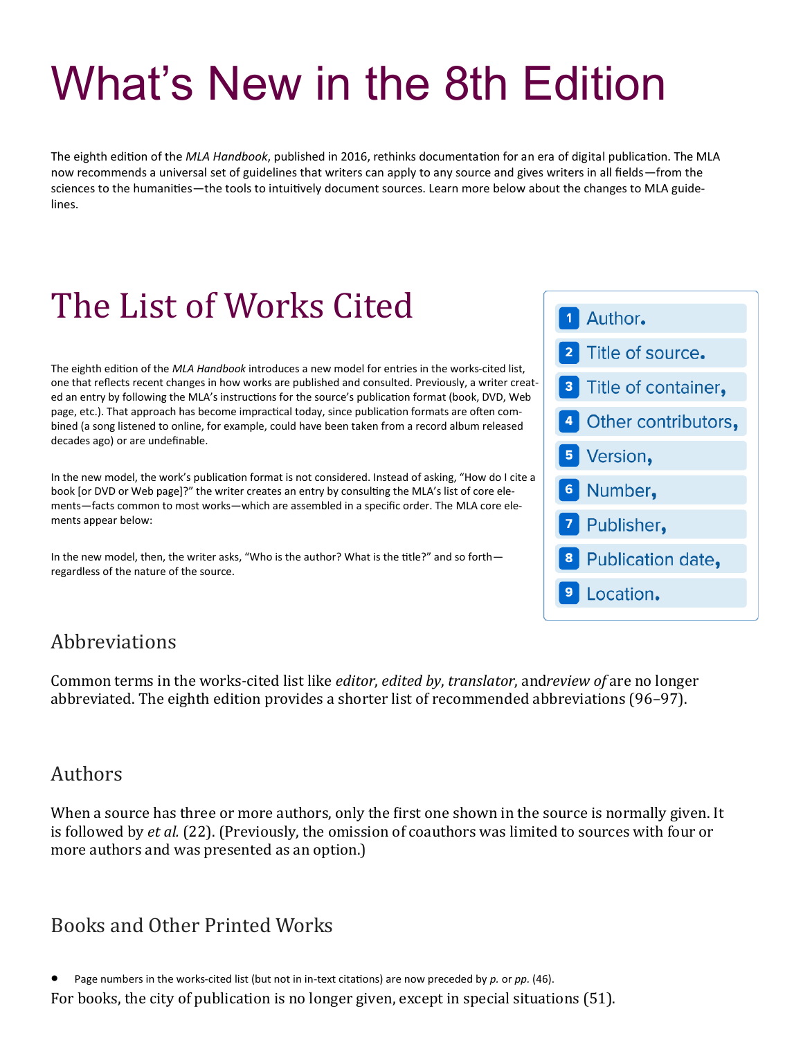# What's New in the 8th Edition

The eighth edition of the *MLA Handbook*, published in 2016, rethinks documentation for an era of digital publication. The MLA now recommends a universal set of guidelines that writers can apply to any source and gives writers in all fields—from the sciences to the humanities—the tools to intuitively document sources. Learn more below about the changes to MLA guidelines.

# The List of Works Cited

The eighth edition of the *MLA Handbook* introduces a new model for entries in the works-cited list, one that reflects recent changes in how works are published and consulted. Previously, a writer created an entry by following the MLA's instructions for the source's publication format (book, DVD, Web page, etc.). That approach has become impractical today, since publication formats are often combined (a song listened to online, for example, could have been taken from a record album released decades ago) or are undefinable.

In the new model, the work's publication format is not considered. Instead of asking, "How do I cite a book [or DVD or Web page]?" the writer creates an entry by consulting the MLA's list of core elements—facts common to most works—which are assembled in a specific order. The MLA core elements appear below:

1. Author.
2. Title of source.
3. Title of container,
4. Other contributors,
5. Version,
6. Number,
7. Publisher,
8. Publication date,
9. Location.

In the new model, then, the writer asks, "Who is the author? What is the title?" and so forth—regardless of the nature of the source.

## Abbreviations

Common terms in the works-cited list like *editor*, *edited by*, *translator*, and *review of* are no longer abbreviated. The eighth edition provides a shorter list of recommended abbreviations (96–97).

## Authors

When a source has three or more authors, only the first one shown in the source is normally given. It is followed by *et al.* (22). (Previously, the omission of coauthors was limited to sources with four or more authors and was presented as an option.)

## Books and Other Printed Works

- Page numbers in the works-cited list (but not in in-text citations) are now preceded by *p.* or *pp.* (46).

For books, the city of publication is no longer given, except in special situations (51).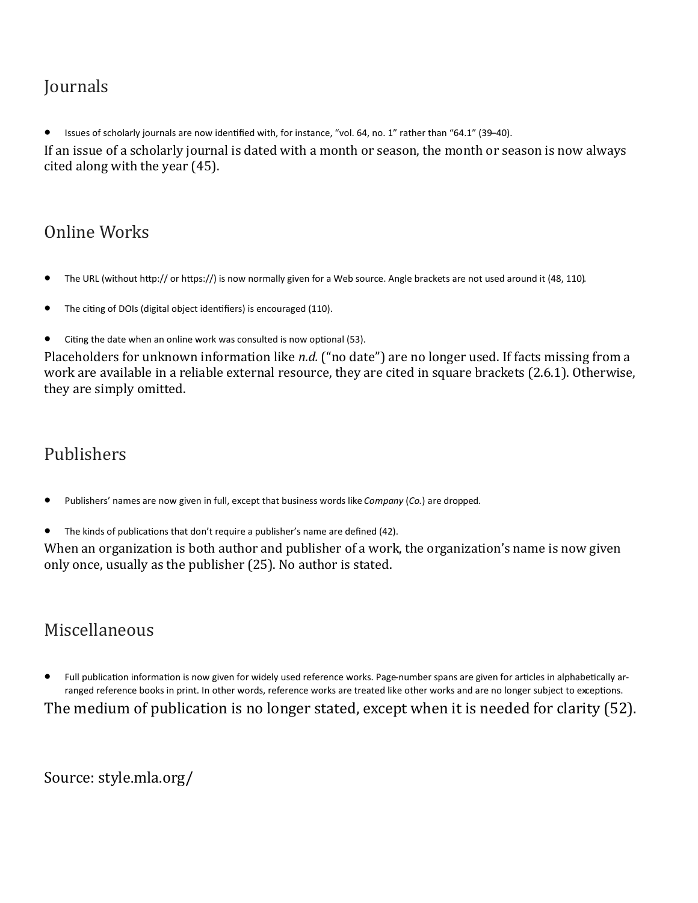## Journals

- Issues of scholarly journals are now identified with, for instance, "vol. 64, no. 1" rather than "64.1" (39–40).

If an issue of a scholarly journal is dated with a month or season, the month or season is now always cited along with the year (45).

## Online Works

- The URL (without http:// or https://) is now normally given for a Web source. Angle brackets are not used around it (48, 110).
- The citing of DOIs (digital object identifiers) is encouraged (110).
- Citing the date when an online work was consulted is now optional (53).

Placeholders for unknown information like *n.d.* ("no date") are no longer used. If facts missing from a work are available in a reliable external resource, they are cited in square brackets (2.6.1). Otherwise, they are simply omitted.

## Publishers

- Publishers' names are now given in full, except that business words like *Company* (*Co.*) are dropped.
- The kinds of publications that don't require a publisher's name are defined (42).

When an organization is both author and publisher of a work, the organization's name is now given only once, usually as the publisher (25). No author is stated.

## Miscellaneous

- Full publication information is now given for widely used reference works. Page-number spans are given for articles in alphabetically arranged reference books in print. In other words, reference works are treated like other works and are no longer subject to exceptions.

The medium of publication is no longer stated, except when it is needed for clarity (52).

Source: style.mla.org/